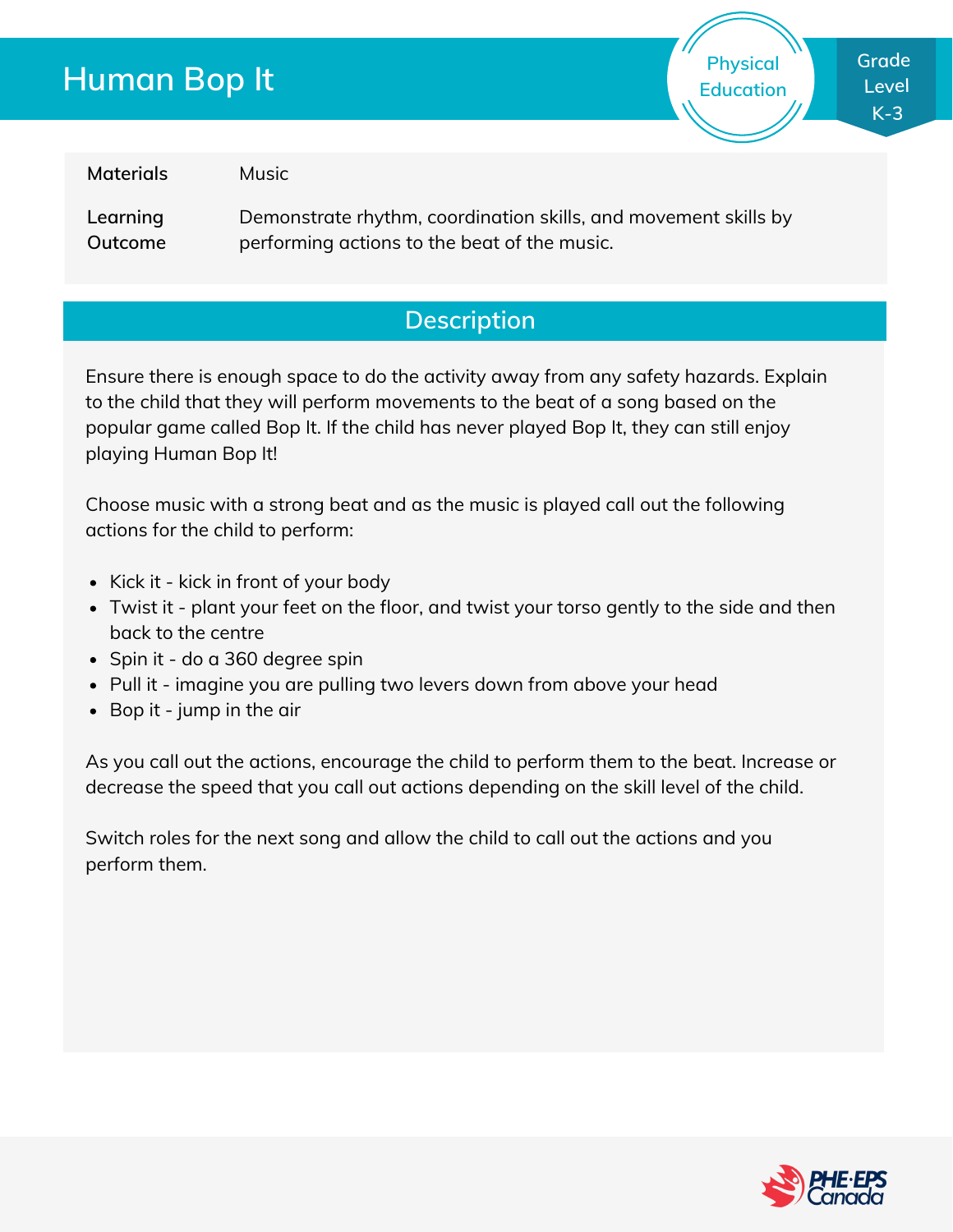# Human Bop It

Physical Education

Grade Level K-3

| | |
|---|---|
| **Materials** | Music |
| **Learning Outcome** | Demonstrate rhythm, coordination skills, and movement skills by performing actions to the beat of the music. |

## Description

Ensure there is enough space to do the activity away from any safety hazards. Explain to the child that they will perform movements to the beat of a song based on the popular game called Bop It. If the child has never played Bop It, they can still enjoy playing Human Bop It!

Choose music with a strong beat and as the music is played call out the following actions for the child to perform:

- Kick it - kick in front of your body
- Twist it - plant your feet on the floor, and twist your torso gently to the side and then back to the centre
- Spin it - do a 360 degree spin
- Pull it - imagine you are pulling two levers down from above your head
- Bop it - jump in the air

As you call out the actions, encourage the child to perform them to the beat. Increase or decrease the speed that you call out actions depending on the skill level of the child.

Switch roles for the next song and allow the child to call out the actions and you perform them.

PHE·EPS Canada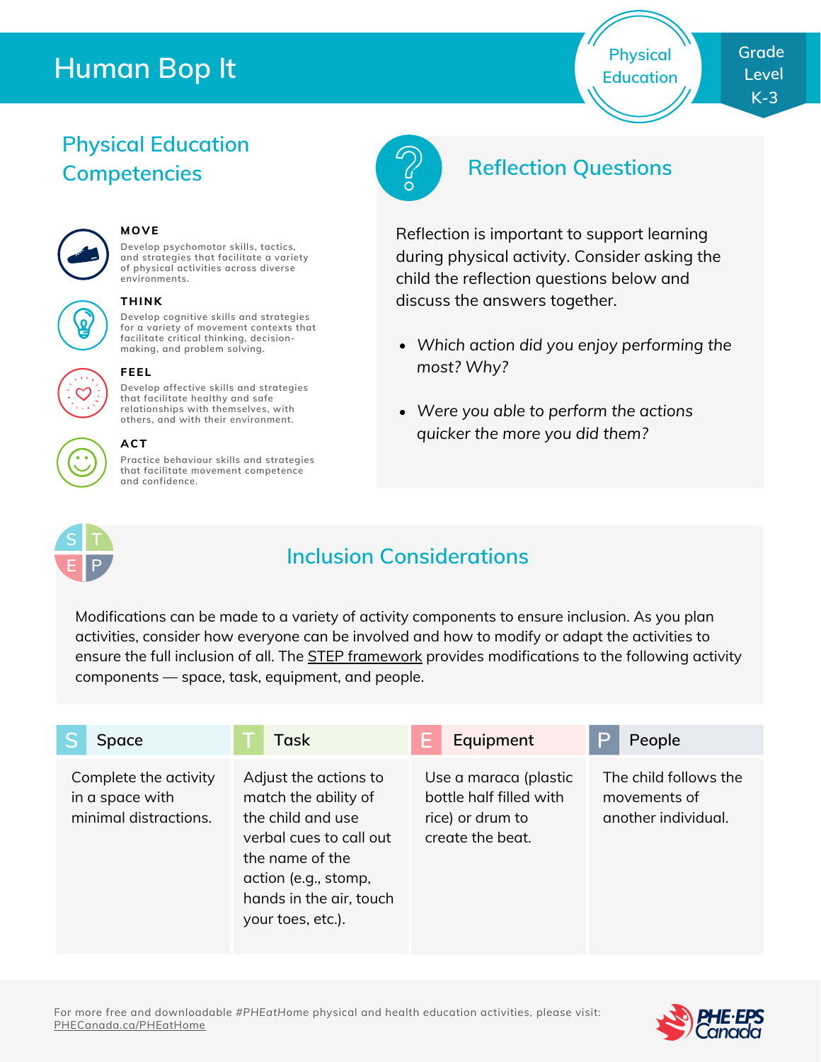# Human Bop It

Physical Education

Grade Level K-3

## Physical Education Competencies

**MOVE**
Develop psychomotor skills, tactics, and strategies that facilitate a variety of physical activities across diverse environments.

**THINK**
Develop cognitive skills and strategies for a variety of movement contexts that facilitate critical thinking, decision-making, and problem solving.

**FEEL**
Develop affective skills and strategies that facilitate healthy and safe relationships with themselves, with others, and with their environment.

**ACT**
Practice behaviour skills and strategies that facilitate movement competence and confidence.

## Reflection Questions

Reflection is important to support learning during physical activity. Consider asking the child the reflection questions below and discuss the answers together.

- *Which action did you enjoy performing the most? Why?*
- *Were you able to perform the actions quicker the more you did them?*

## Inclusion Considerations

Modifications can be made to a variety of activity components to ensure inclusion. As you plan activities, consider how everyone can be involved and how to modify or adapt the activities to ensure the full inclusion of all. The STEP framework provides modifications to the following activity components — space, task, equipment, and people.

| S Space | T Task | E Equipment | P People |
|---|---|---|---|
| Complete the activity in a space with minimal distractions. | Adjust the actions to match the ability of the child and use verbal cues to call out the name of the action (e.g., stomp, hands in the air, touch your toes, etc.). | Use a maraca (plastic bottle half filled with rice) or drum to create the beat. | The child follows the movements of another individual. |

For more free and downloadable #PHEatHome physical and health education activities, please visit: PHECanada.ca/PHEatHome